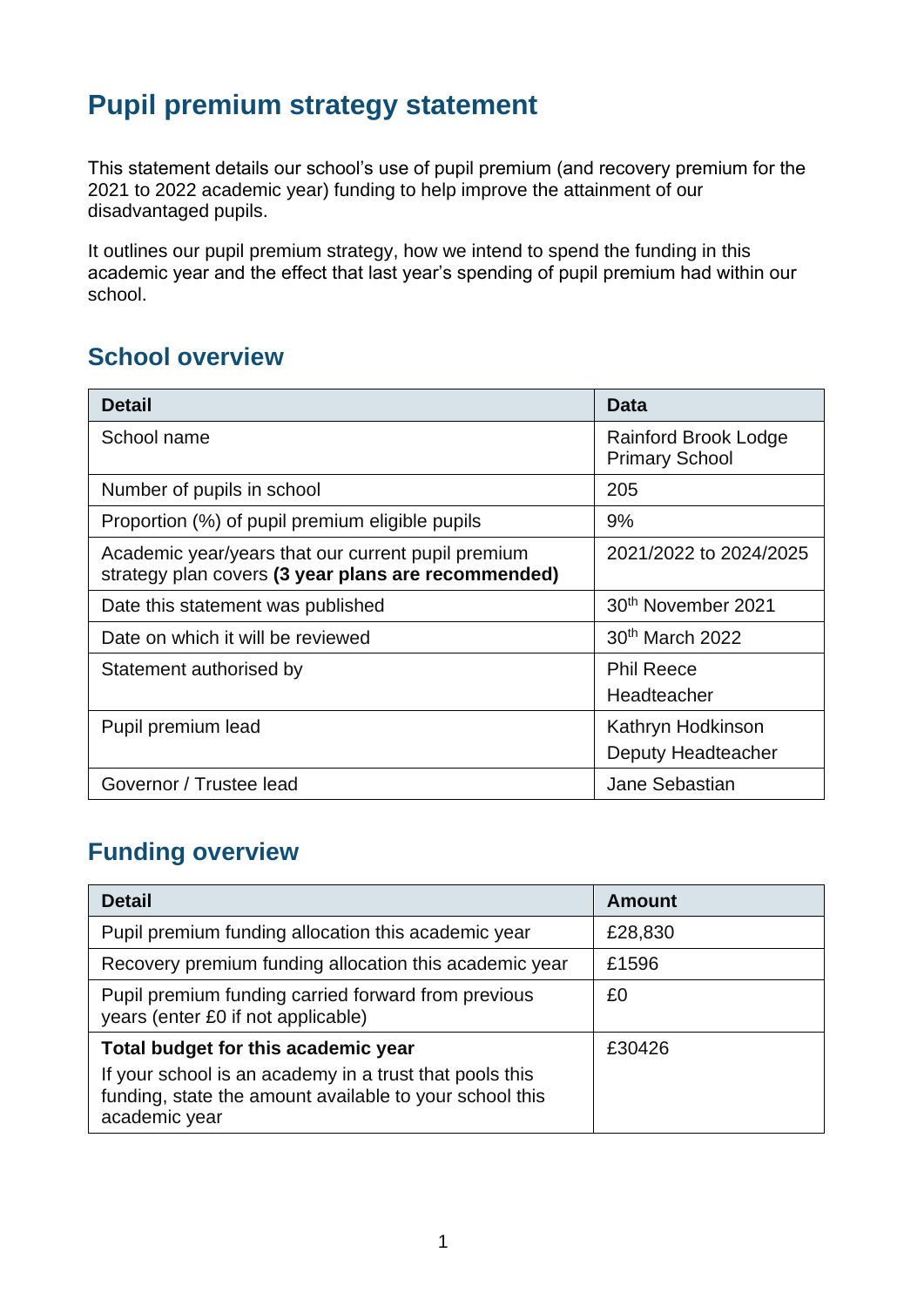# Pupil premium strategy statement

This statement details our school's use of pupil premium (and recovery premium for the 2021 to 2022 academic year) funding to help improve the attainment of our disadvantaged pupils.

It outlines our pupil premium strategy, how we intend to spend the funding in this academic year and the effect that last year's spending of pupil premium had within our school.

## School overview

| Detail | Data |
|---|---|
| School name | Rainford Brook Lodge Primary School |
| Number of pupils in school | 205 |
| Proportion (%) of pupil premium eligible pupils | 9% |
| Academic year/years that our current pupil premium strategy plan covers **(3 year plans are recommended)** | 2021/2022 to 2024/2025 |
| Date this statement was published | 30th November 2021 |
| Date on which it will be reviewed | 30th March 2022 |
| Statement authorised by | Phil Reece<br>Headteacher |
| Pupil premium lead | Kathryn Hodkinson<br>Deputy Headteacher |
| Governor / Trustee lead | Jane Sebastian |

## Funding overview

| Detail | Amount |
|---|---|
| Pupil premium funding allocation this academic year | £28,830 |
| Recovery premium funding allocation this academic year | £1596 |
| Pupil premium funding carried forward from previous years (enter £0 if not applicable) | £0 |
| **Total budget for this academic year**<br>If your school is an academy in a trust that pools this funding, state the amount available to your school this academic year | £30426 |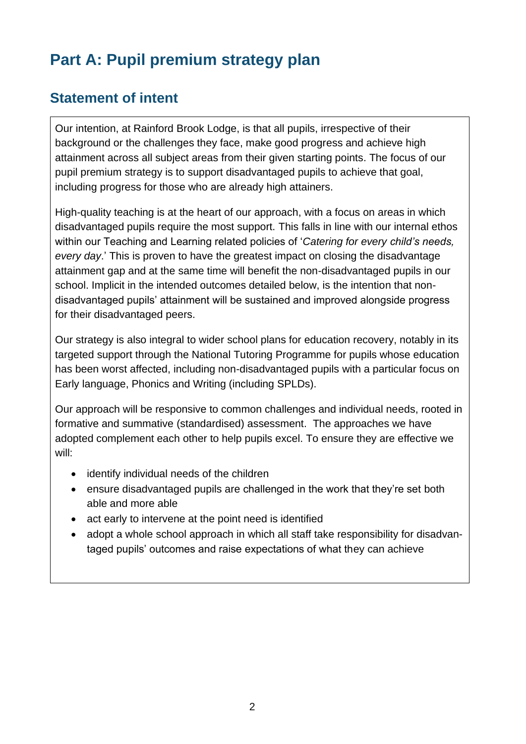# Part A: Pupil premium strategy plan

## Statement of intent

Our intention, at Rainford Brook Lodge, is that all pupils, irrespective of their background or the challenges they face, make good progress and achieve high attainment across all subject areas from their given starting points. The focus of our pupil premium strategy is to support disadvantaged pupils to achieve that goal, including progress for those who are already high attainers.

High-quality teaching is at the heart of our approach, with a focus on areas in which disadvantaged pupils require the most support. This falls in line with our internal ethos within our Teaching and Learning related policies of '*Catering for every child's needs, every day*.' This is proven to have the greatest impact on closing the disadvantage attainment gap and at the same time will benefit the non-disadvantaged pupils in our school. Implicit in the intended outcomes detailed below, is the intention that non-disadvantaged pupils' attainment will be sustained and improved alongside progress for their disadvantaged peers.

Our strategy is also integral to wider school plans for education recovery, notably in its targeted support through the National Tutoring Programme for pupils whose education has been worst affected, including non-disadvantaged pupils with a particular focus on Early language, Phonics and Writing (including SPLDs).

Our approach will be responsive to common challenges and individual needs, rooted in formative and summative (standardised) assessment. The approaches we have adopted complement each other to help pupils excel. To ensure they are effective we will:

- identify individual needs of the children
- ensure disadvantaged pupils are challenged in the work that they're set both able and more able
- act early to intervene at the point need is identified
- adopt a whole school approach in which all staff take responsibility for disadvantaged pupils' outcomes and raise expectations of what they can achieve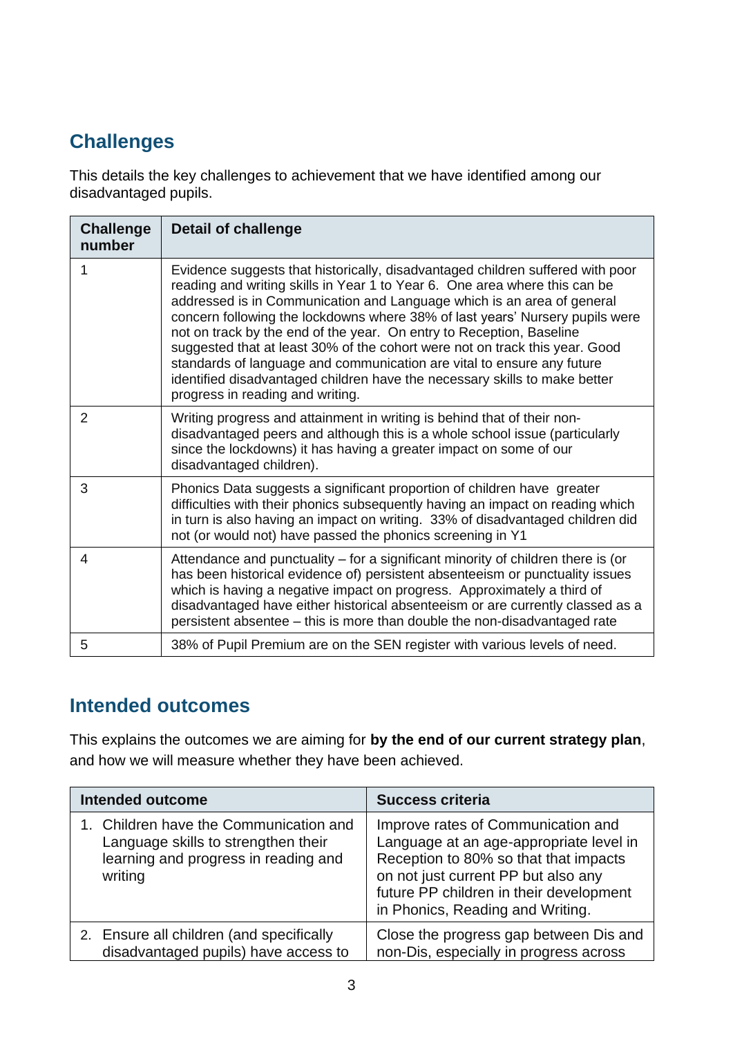## Challenges

This details the key challenges to achievement that we have identified among our disadvantaged pupils.

| Challenge number | Detail of challenge |
|---|---|
| 1 | Evidence suggests that historically, disadvantaged children suffered with poor reading and writing skills in Year 1 to Year 6. One area where this can be addressed is in Communication and Language which is an area of general concern following the lockdowns where 38% of last years' Nursery pupils were not on track by the end of the year. On entry to Reception, Baseline suggested that at least 30% of the cohort were not on track this year. Good standards of language and communication are vital to ensure any future identified disadvantaged children have the necessary skills to make better progress in reading and writing. |
| 2 | Writing progress and attainment in writing is behind that of their non-disadvantaged peers and although this is a whole school issue (particularly since the lockdowns) it has having a greater impact on some of our disadvantaged children). |
| 3 | Phonics Data suggests a significant proportion of children have greater difficulties with their phonics subsequently having an impact on reading which in turn is also having an impact on writing. 33% of disadvantaged children did not (or would not) have passed the phonics screening in Y1 |
| 4 | Attendance and punctuality – for a significant minority of children there is (or has been historical evidence of) persistent absenteeism or punctuality issues which is having a negative impact on progress. Approximately a third of disadvantaged have either historical absenteeism or are currently classed as a persistent absentee – this is more than double the non-disadvantaged rate |
| 5 | 38% of Pupil Premium are on the SEN register with various levels of need. |

## Intended outcomes

This explains the outcomes we are aiming for **by the end of our current strategy plan**, and how we will measure whether they have been achieved.

| Intended outcome | Success criteria |
|---|---|
| 1. Children have the Communication and Language skills to strengthen their learning and progress in reading and writing | Improve rates of Communication and Language at an age-appropriate level in Reception to 80% so that impacts on not just current PP but also any future PP children in their development in Phonics, Reading and Writing. |
| 2. Ensure all children (and specifically disadvantaged pupils) have access to | Close the progress gap between Dis and non-Dis, especially in progress across |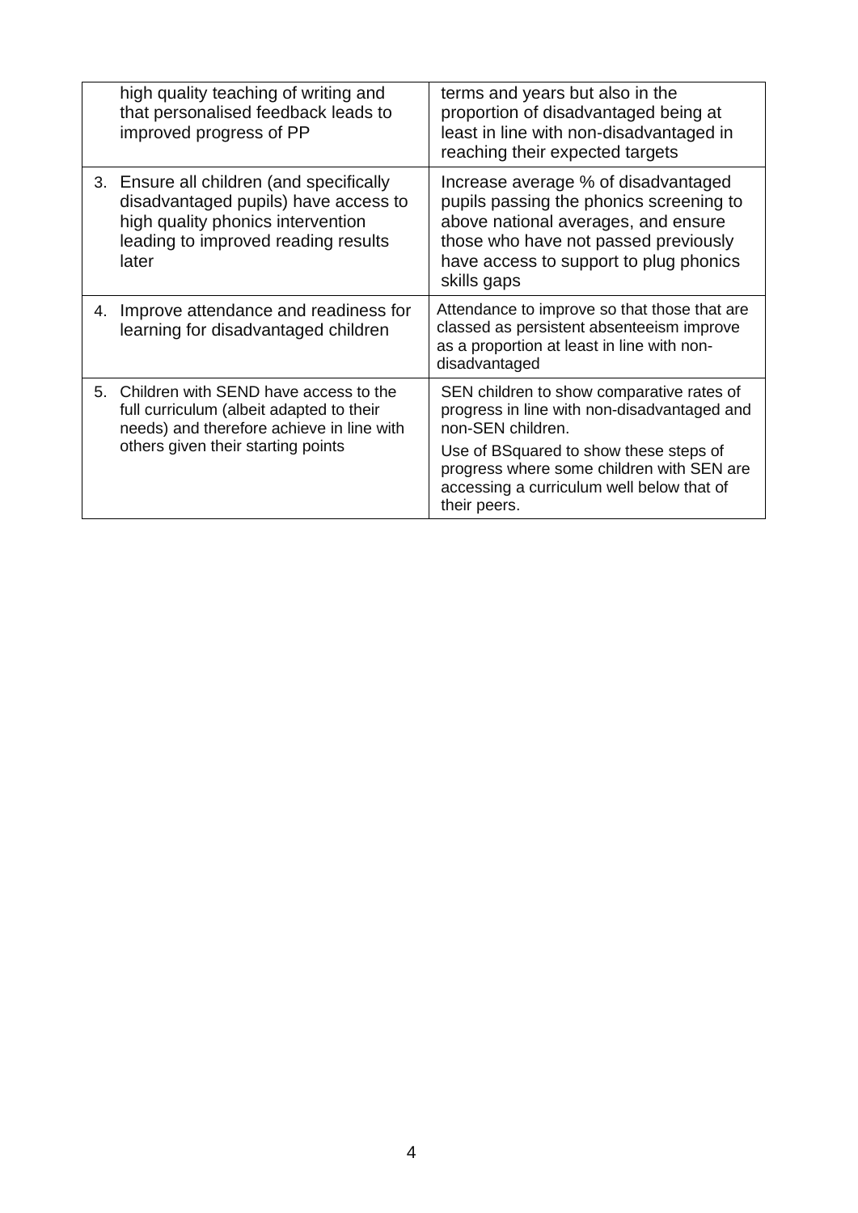| | |
|---|---|
| high quality teaching of writing and that personalised feedback leads to improved progress of PP | terms and years but also in the proportion of disadvantaged being at least in line with non-disadvantaged in reaching their expected targets |
| 3. Ensure all children (and specifically disadvantaged pupils) have access to high quality phonics intervention leading to improved reading results later | Increase average % of disadvantaged pupils passing the phonics screening to above national averages, and ensure those who have not passed previously have access to support to plug phonics skills gaps |
| 4. Improve attendance and readiness for learning for disadvantaged children | Attendance to improve so that those that are classed as persistent absenteeism improve as a proportion at least in line with non-disadvantaged |
| 5. Children with SEND have access to the full curriculum (albeit adapted to their needs) and therefore achieve in line with others given their starting points | SEN children to show comparative rates of progress in line with non-disadvantaged and non-SEN children.<br><br>Use of BSquared to show these steps of progress where some children with SEN are accessing a curriculum well below that of their peers. |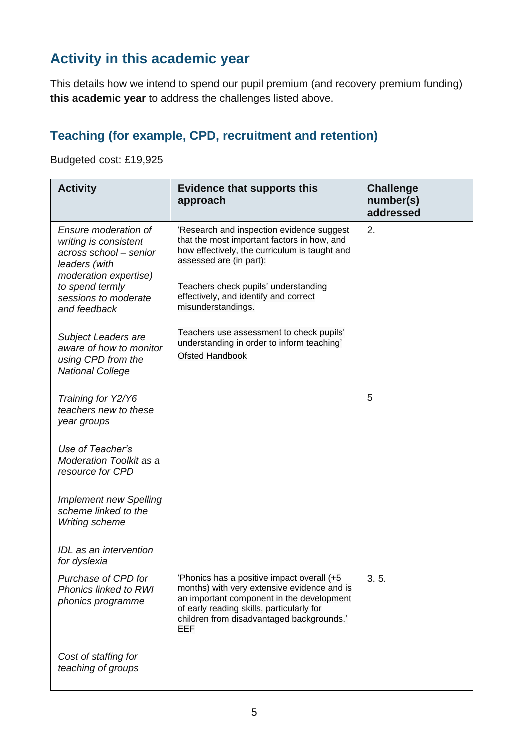## Activity in this academic year

This details how we intend to spend our pupil premium (and recovery premium funding) **this academic year** to address the challenges listed above.

### Teaching (for example, CPD, recruitment and retention)

Budgeted cost: £19,925

| Activity | Evidence that supports this approach | Challenge number(s) addressed |
|---|---|---|
| *Ensure moderation of writing is consistent across school – senior leaders (with moderation expertise) to spend termly sessions to moderate and feedback*<br><br>*Subject Leaders are aware of how to monitor using CPD from the National College*<br><br>*Training for Y2/Y6 teachers new to these year groups*<br><br>*Use of Teacher's Moderation Toolkit as a resource for CPD*<br><br>*Implement new Spelling scheme linked to the Writing scheme*<br><br>*IDL as an intervention for dyslexia* | 'Research and inspection evidence suggest that the most important factors in how, and how effectively, the curriculum is taught and assessed are (in part):<br><br>Teachers check pupils' understanding effectively, and identify and correct misunderstandings.<br><br>Teachers use assessment to check pupils' understanding in order to inform teaching'<br>Ofsted Handbook | 2.<br><br>5 |
| *Purchase of CPD for Phonics linked to RWI phonics programme*<br><br>*Cost of staffing for teaching of groups* | 'Phonics has a positive impact overall (+5 months) with very extensive evidence and is an important component in the development of early reading skills, particularly for children from disadvantaged backgrounds.'<br>EEF | 3. 5. |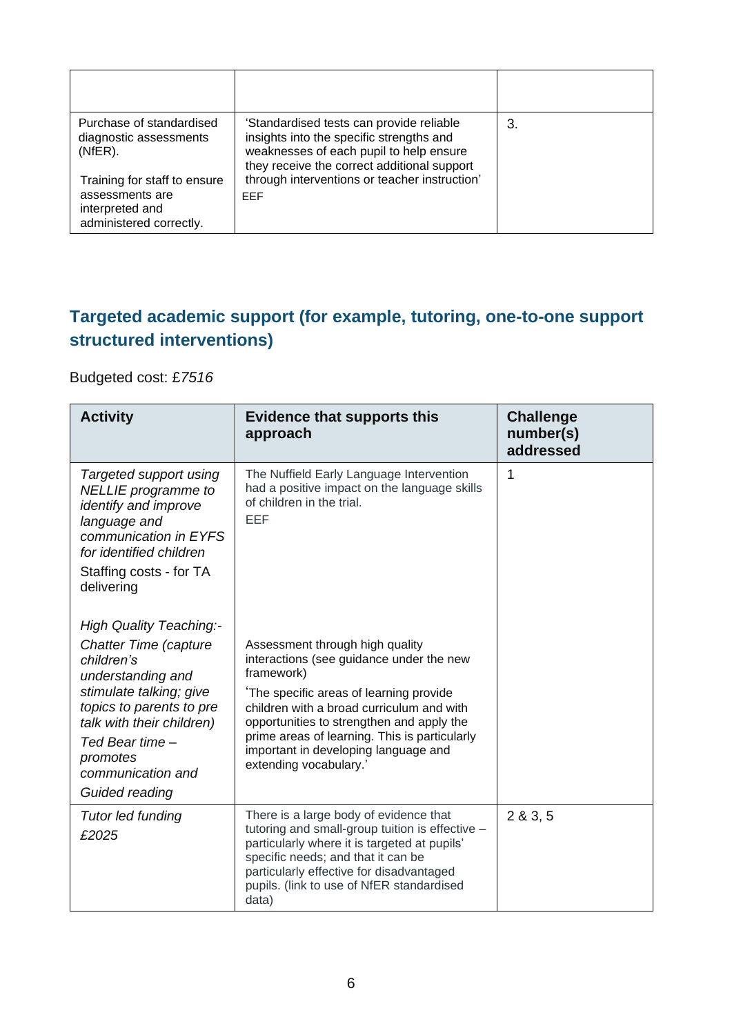| | | |
|---|---|---|
| | | |
| Purchase of standardised diagnostic assessments (NfER).<br><br>Training for staff to ensure assessments are interpreted and administered correctly. | 'Standardised tests can provide reliable insights into the specific strengths and weaknesses of each pupil to help ensure they receive the correct additional support through interventions or teacher instruction'<br>EEF | 3. |

## Targeted academic support (for example, tutoring, one-to-one support structured interventions)

Budgeted cost: £*7516*

| Activity | Evidence that supports this approach | Challenge number(s) addressed |
|---|---|---|
| *Targeted support using NELLIE programme to identify and improve language and communication in EYFS for identified children*<br><br>Staffing costs - for TA delivering<br><br>*High Quality Teaching:-*<br><br>*Chatter Time (capture children's understanding and stimulate talking; give topics to parents to pre talk with their children)*<br><br>*Ted Bear time – promotes communication and*<br><br>*Guided reading* | The Nuffield Early Language Intervention had a positive impact on the language skills of children in the trial.<br>EEF<br><br>Assessment through high quality interactions (see guidance under the new framework)<br><br>'The specific areas of learning provide children with a broad curriculum and with opportunities to strengthen and apply the prime areas of learning. This is particularly important in developing language and extending vocabulary.' | 1 |
| *Tutor led funding*<br><br>*£2025* | There is a large body of evidence that tutoring and small-group tuition is effective – particularly where it is targeted at pupils' specific needs; and that it can be particularly effective for disadvantaged pupils. (link to use of NfER standardised data) | 2 & 3, 5 |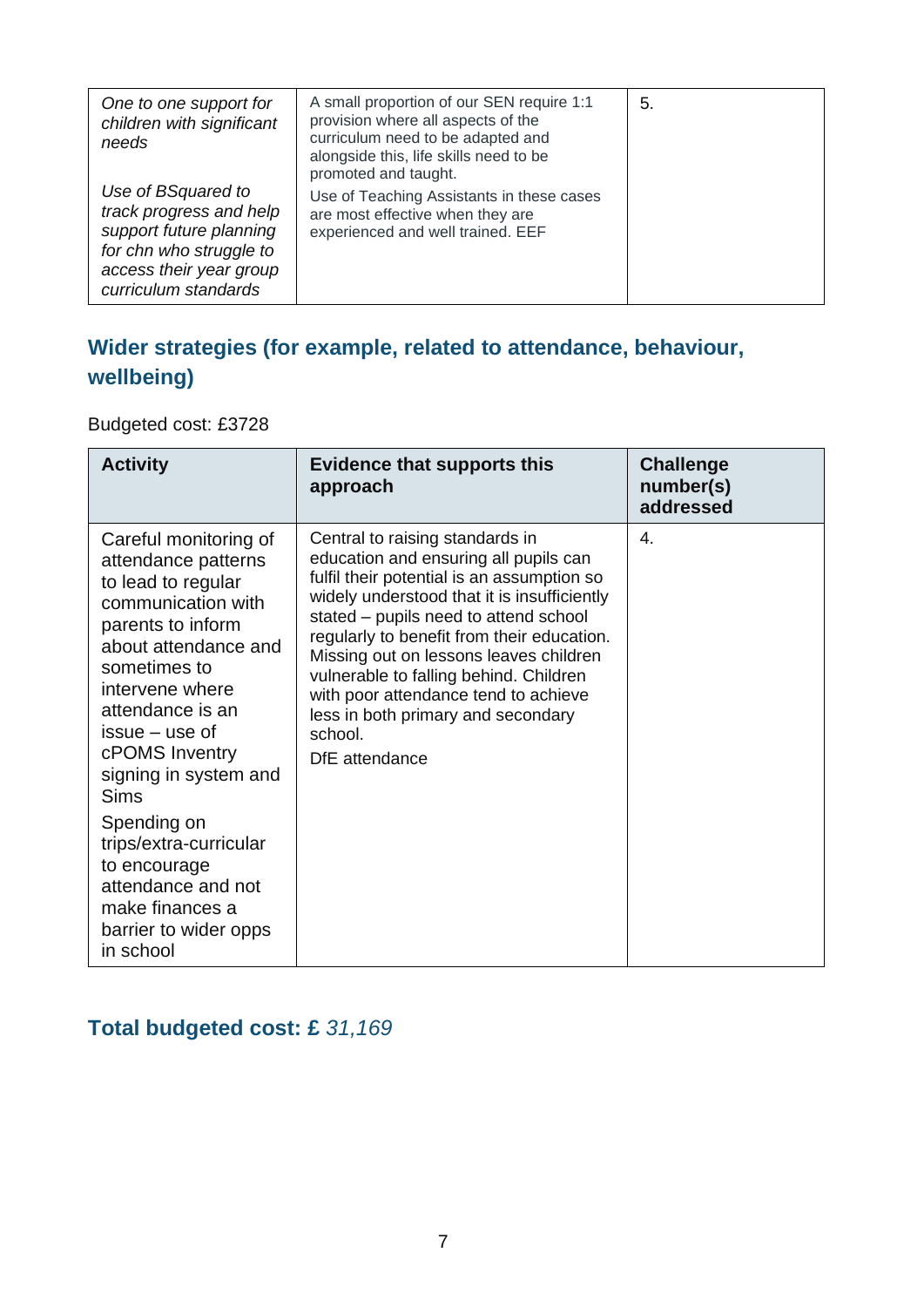| | | |
|---|---|---|
| *One to one support for children with significant needs*<br><br>*Use of BSquared to track progress and help support future planning for chn who struggle to access their year group curriculum standards* | A small proportion of our SEN require 1:1 provision where all aspects of the curriculum need to be adapted and alongside this, life skills need to be promoted and taught.<br><br>Use of Teaching Assistants in these cases are most effective when they are experienced and well trained. EEF | 5. |

## Wider strategies (for example, related to attendance, behaviour, wellbeing)

Budgeted cost: £3728

| Activity | Evidence that supports this approach | Challenge number(s) addressed |
|---|---|---|
| Careful monitoring of attendance patterns to lead to regular communication with parents to inform about attendance and sometimes to intervene where attendance is an issue – use of cPOMS Inventry signing in system and Sims<br><br>Spending on trips/extra-curricular to encourage attendance and not make finances a barrier to wider opps in school | Central to raising standards in education and ensuring all pupils can fulfil their potential is an assumption so widely understood that it is insufficiently stated – pupils need to attend school regularly to benefit from their education. Missing out on lessons leaves children vulnerable to falling behind. Children with poor attendance tend to achieve less in both primary and secondary school.<br><br>DfE attendance | 4. |

## Total budgeted cost: £ *31,169*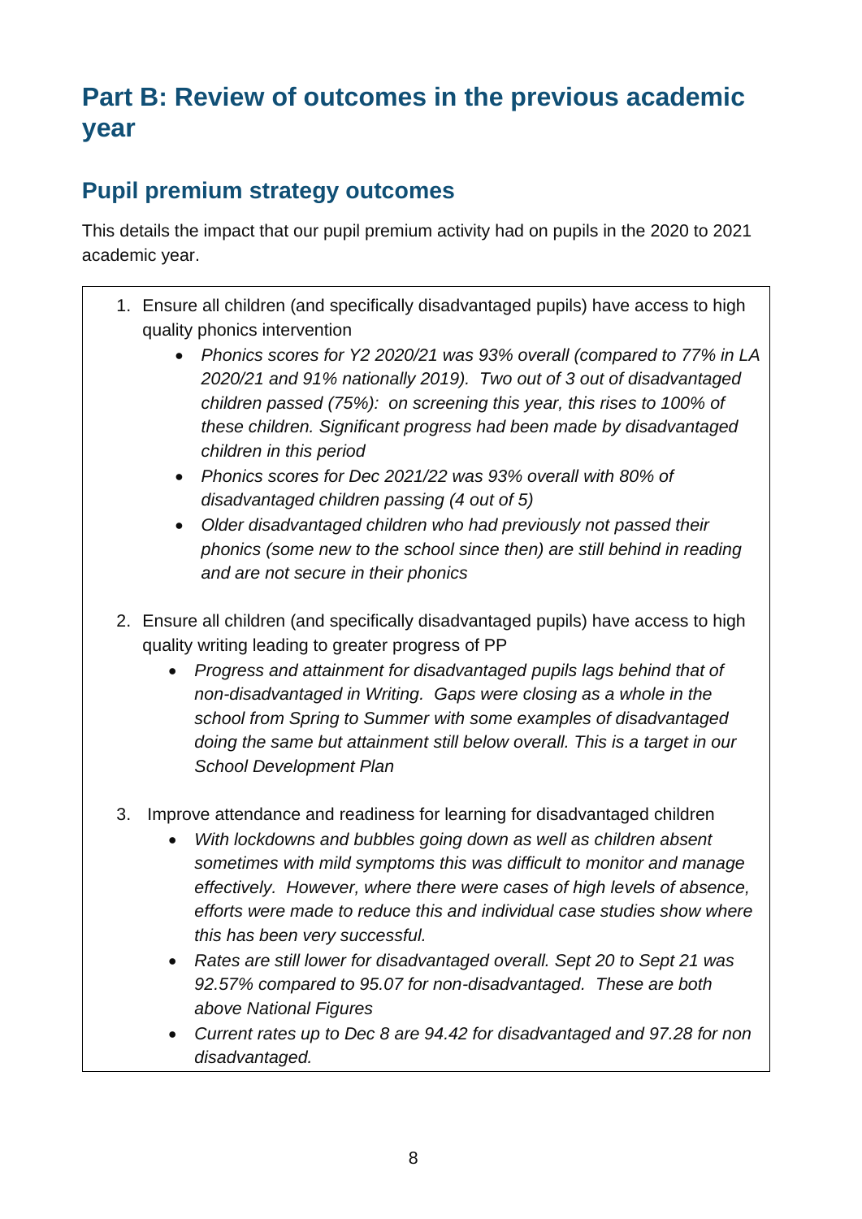# Part B: Review of outcomes in the previous academic year

## Pupil premium strategy outcomes

This details the impact that our pupil premium activity had on pupils in the 2020 to 2021 academic year.

1. Ensure all children (and specifically disadvantaged pupils) have access to high quality phonics intervention
   - *Phonics scores for Y2 2020/21 was 93% overall (compared to 77% in LA 2020/21 and 91% nationally 2019). Two out of 3 out of disadvantaged children passed (75%): on screening this year, this rises to 100% of these children. Significant progress had been made by disadvantaged children in this period*
   - *Phonics scores for Dec 2021/22 was 93% overall with 80% of disadvantaged children passing (4 out of 5)*
   - *Older disadvantaged children who had previously not passed their phonics (some new to the school since then) are still behind in reading and are not secure in their phonics*

2. Ensure all children (and specifically disadvantaged pupils) have access to high quality writing leading to greater progress of PP
   - *Progress and attainment for disadvantaged pupils lags behind that of non-disadvantaged in Writing. Gaps were closing as a whole in the school from Spring to Summer with some examples of disadvantaged doing the same but attainment still below overall. This is a target in our School Development Plan*

3. Improve attendance and readiness for learning for disadvantaged children
   - *With lockdowns and bubbles going down as well as children absent sometimes with mild symptoms this was difficult to monitor and manage effectively. However, where there were cases of high levels of absence, efforts were made to reduce this and individual case studies show where this has been very successful.*
   - *Rates are still lower for disadvantaged overall. Sept 20 to Sept 21 was 92.57% compared to 95.07 for non-disadvantaged. These are both above National Figures*
   - *Current rates up to Dec 8 are 94.42 for disadvantaged and 97.28 for non disadvantaged.*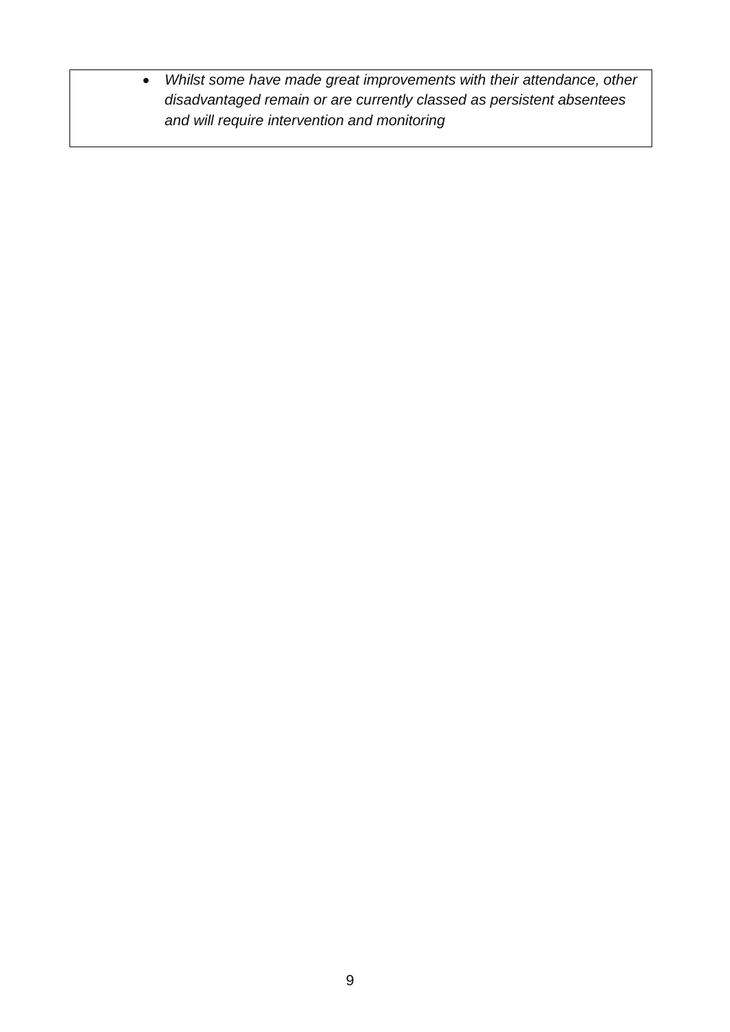- *Whilst some have made great improvements with their attendance, other disadvantaged remain or are currently classed as persistent absentees and will require intervention and monitoring*